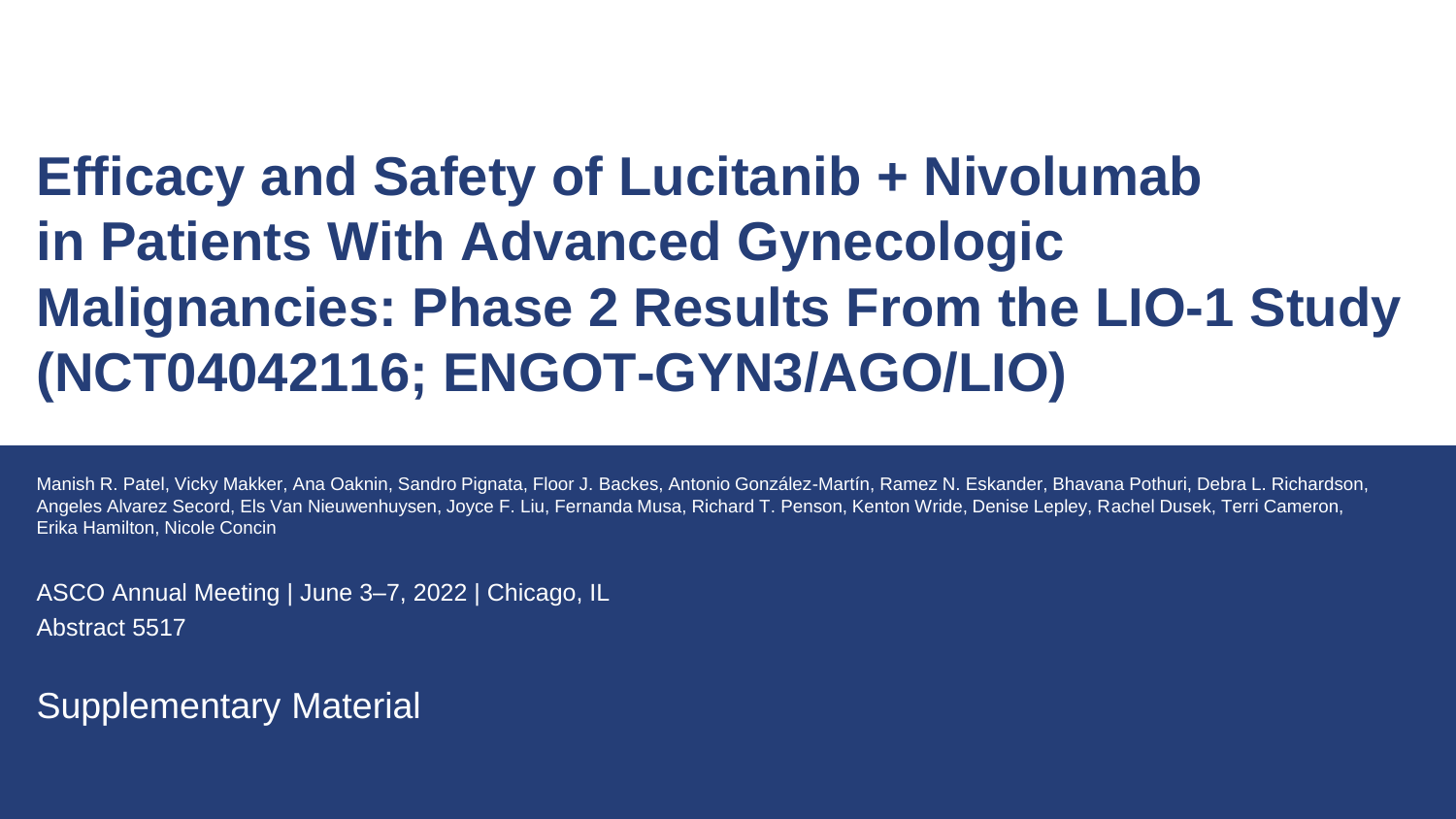# Efficacy and Safety of Lucitanib + Nivolumab in Patients With Advanced Gynecologic Malignancies: Phase 2 Results From the LIO-1 Study (NCT04042116; ENGOT-GYN3/AGO/LIO)

Manish R. Patel, Vicky Makker, Ana Oaknin, Sandro Pignata, Floor J. Backes, Antonio González-Martín, Ramez N. Eskander, Bhavana Pothuri, Debra L. Richardson, Angeles Alvarez Secord, Els Van Nieuwenhuysen, Joyce F. Liu, Fernanda Musa, Richard T. Penson, Kenton Wride, Denise Lepley, Rachel Dusek, Terri Cameron, Erika Hamilton, Nicole Concin

ASCO Annual Meeting | June 3–7, 2022 | Chicago, IL

Abstract 5517

Supplementary Material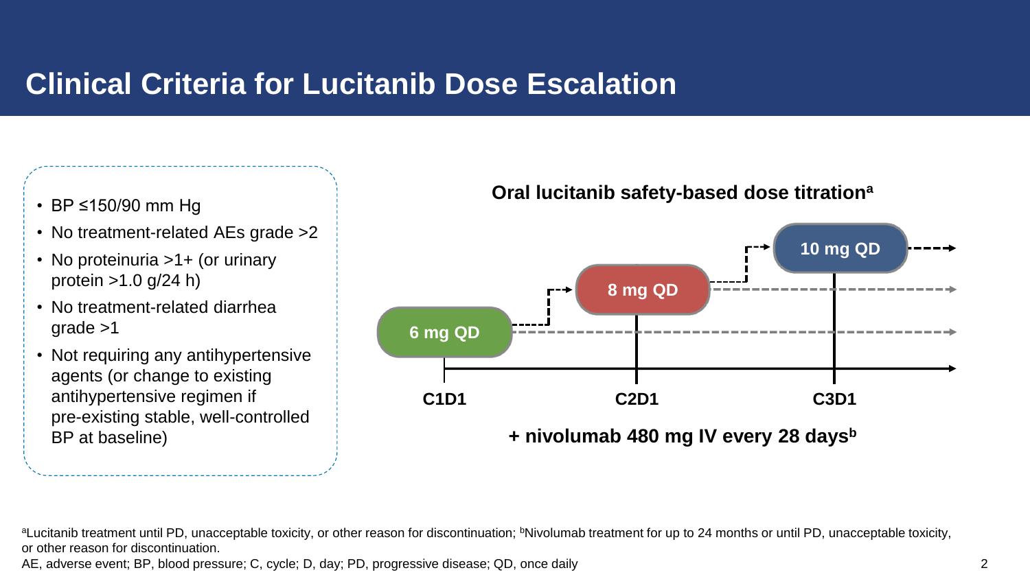# Clinical Criteria for Lucitanib Dose Escalation

- BP ≤150/90 mm Hg
- No treatment-related AEs grade >2
- No proteinuria >1+ (or urinary protein >1.0 g/24 h)
- No treatment-related diarrhea grade >1
- Not requiring any antihypertensive agents (or change to existing antihypertensive regimen if pre-existing stable, well-controlled BP at baseline)

**Oral lucitanib safety-based dose titration[a]**

6 mg QD → 8 mg QD → 10 mg QD

C1D1 | C2D1 | C3D1

**+ nivolumab 480 mg IV every 28 days[b]**

[a]Lucitanib treatment until PD, unacceptable toxicity, or other reason for discontinuation; [b]Nivolumab treatment for up to 24 months or until PD, unacceptable toxicity, or other reason for discontinuation.

AE, adverse event; BP, blood pressure; C, cycle; D, day; PD, progressive disease; QD, once daily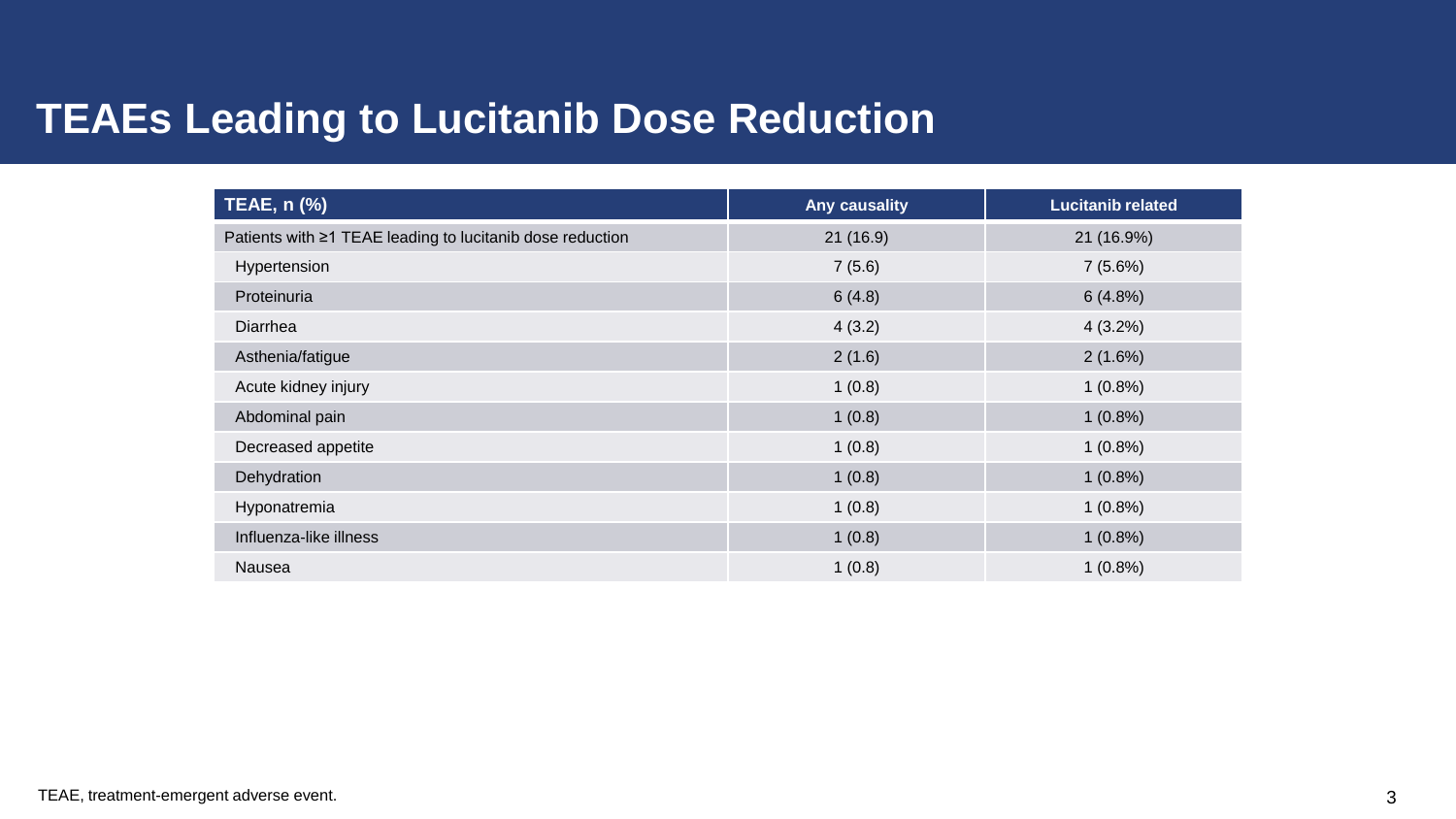# TEAEs Leading to Lucitanib Dose Reduction

| TEAE, n (%) | Any causality | Lucitanib related |
|---|---|---|
| Patients with ≥1 TEAE leading to lucitanib dose reduction | 21 (16.9) | 21 (16.9%) |
| Hypertension | 7 (5.6) | 7 (5.6%) |
| Proteinuria | 6 (4.8) | 6 (4.8%) |
| Diarrhea | 4 (3.2) | 4 (3.2%) |
| Asthenia/fatigue | 2 (1.6) | 2 (1.6%) |
| Acute kidney injury | 1 (0.8) | 1 (0.8%) |
| Abdominal pain | 1 (0.8) | 1 (0.8%) |
| Decreased appetite | 1 (0.8) | 1 (0.8%) |
| Dehydration | 1 (0.8) | 1 (0.8%) |
| Hyponatremia | 1 (0.8) | 1 (0.8%) |
| Influenza-like illness | 1 (0.8) | 1 (0.8%) |
| Nausea | 1 (0.8) | 1 (0.8%) |

TEAE, treatment-emergent adverse event.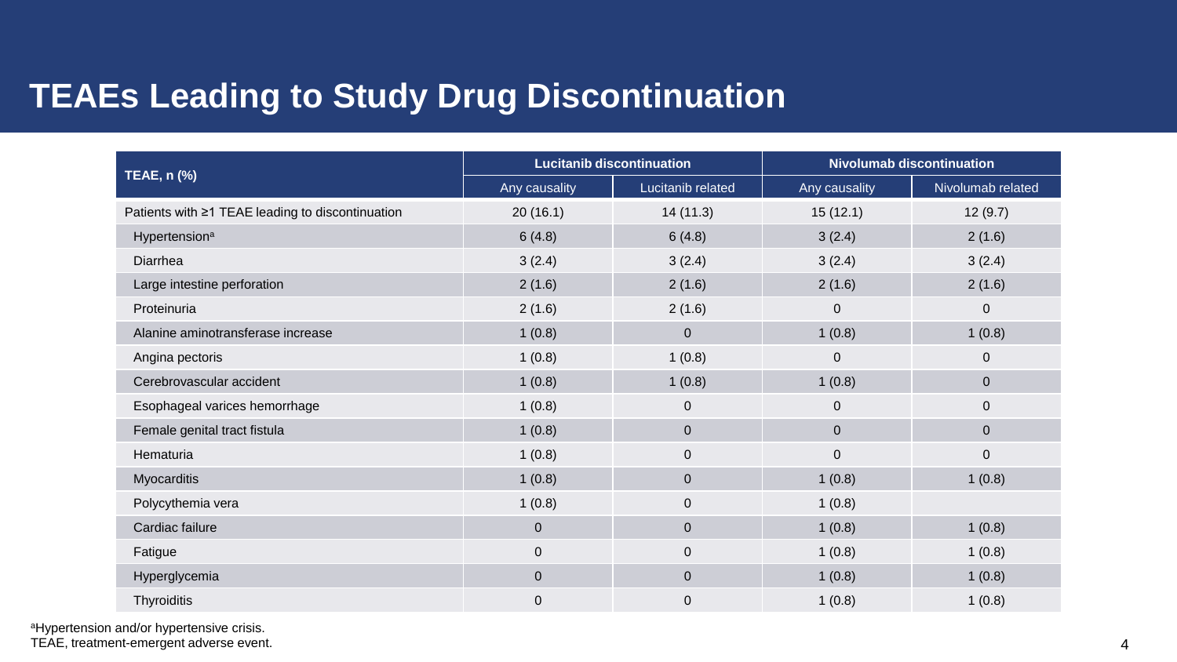# TEAEs Leading to Study Drug Discontinuation

| TEAE, n (%) | Lucitanib discontinuation | | Nivolumab discontinuation | |
|---|---|---|---|---|
| | Any causality | Lucitanib related | Any causality | Nivolumab related |
| Patients with ≥1 TEAE leading to discontinuation | 20 (16.1) | 14 (11.3) | 15 (12.1) | 12 (9.7) |
| Hypertension[a] | 6 (4.8) | 6 (4.8) | 3 (2.4) | 2 (1.6) |
| Diarrhea | 3 (2.4) | 3 (2.4) | 3 (2.4) | 3 (2.4) |
| Large intestine perforation | 2 (1.6) | 2 (1.6) | 2 (1.6) | 2 (1.6) |
| Proteinuria | 2 (1.6) | 2 (1.6) | 0 | 0 |
| Alanine aminotransferase increase | 1 (0.8) | 0 | 1 (0.8) | 1 (0.8) |
| Angina pectoris | 1 (0.8) | 1 (0.8) | 0 | 0 |
| Cerebrovascular accident | 1 (0.8) | 1 (0.8) | 1 (0.8) | 0 |
| Esophageal varices hemorrhage | 1 (0.8) | 0 | 0 | 0 |
| Female genital tract fistula | 1 (0.8) | 0 | 0 | 0 |
| Hematuria | 1 (0.8) | 0 | 0 | 0 |
| Myocarditis | 1 (0.8) | 0 | 1 (0.8) | 1 (0.8) |
| Polycythemia vera | 1 (0.8) | 0 | 1 (0.8) | |
| Cardiac failure | 0 | 0 | 1 (0.8) | 1 (0.8) |
| Fatigue | 0 | 0 | 1 (0.8) | 1 (0.8) |
| Hyperglycemia | 0 | 0 | 1 (0.8) | 1 (0.8) |
| Thyroiditis | 0 | 0 | 1 (0.8) | 1 (0.8) |

[a]Hypertension and/or hypertensive crisis.

TEAE, treatment-emergent adverse event.